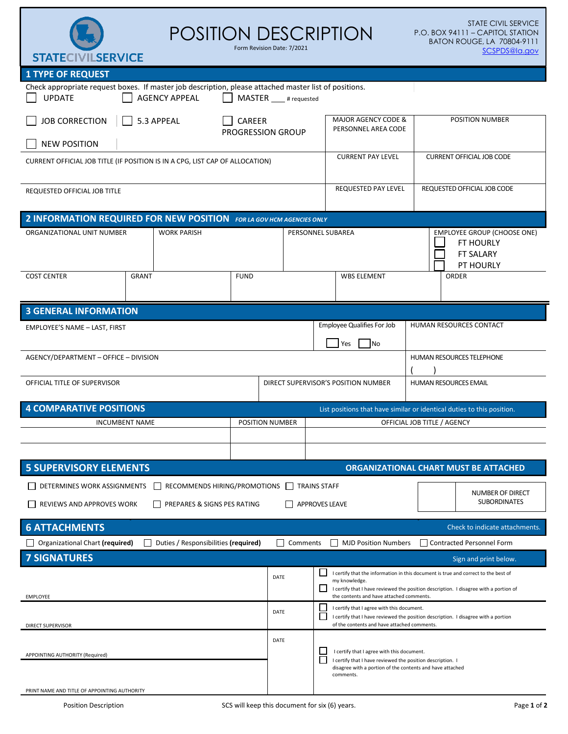STATECIVILSERVICE

# POSITION DESCRIPTION

Form Revision Date: 7/2021

STATE CIVIL SERVICE
P.O. BOX 94111 – CAPITOL STATION
BATON ROUGE, LA 70804-9111
SCSPDS@la.gov

## 1 TYPE OF REQUEST

Check appropriate request boxes. If master job description, please attached master list of positions.

☐ UPDATE ☐ AGENCY APPEAL ☐ MASTER ____ # requested

☐ JOB CORRECTION ☐ 5.3 APPEAL ☐ CAREER PROGRESSION GROUP

☐ NEW POSITION

| | | |
|---|---|---|
| | MAJOR AGENCY CODE & PERSONNEL AREA CODE | POSITION NUMBER |
| CURRENT OFFICIAL JOB TITLE (IF POSITION IS IN A CPG, LIST CAP OF ALLOCATION) | CURRENT PAY LEVEL | CURRENT OFFICIAL JOB CODE |
| REQUESTED OFFICIAL JOB TITLE | REQUESTED PAY LEVEL | REQUESTED OFFICIAL JOB CODE |

## 2 INFORMATION REQUIRED FOR NEW POSITION *FOR LA GOV HCM AGENCIES ONLY*

| | | | |
|---|---|---|---|
| ORGANIZATIONAL UNIT NUMBER | WORK PARISH | PERSONNEL SUBAREA | EMPLOYEE GROUP (CHOOSE ONE) ☐ FT HOURLY ☐ FT SALARY ☐ PT HOURLY |

| | | | | |
|---|---|---|---|---|
| COST CENTER | GRANT | FUND | WBS ELEMENT | ORDER |

## 3 GENERAL INFORMATION

| | | |
|---|---|---|
| EMPLOYEE'S NAME – LAST, FIRST | Employee Qualifies For Job ☐ Yes ☐ No | HUMAN RESOURCES CONTACT |
| AGENCY/DEPARTMENT – OFFICE – DIVISION | | HUMAN RESOURCES TELEPHONE ( ) |
| OFFICIAL TITLE OF SUPERVISOR | DIRECT SUPERVISOR'S POSITION NUMBER | HUMAN RESOURCES EMAIL |

## 4 COMPARATIVE POSITIONS

List positions that have similar or identical duties to this position.

| INCUMBENT NAME | POSITION NUMBER | OFFICIAL JOB TITLE / AGENCY |
|---|---|---|
| | | |
| | | |

## 5 SUPERVISORY ELEMENTS

ORGANIZATIONAL CHART MUST BE ATTACHED

☐ DETERMINES WORK ASSIGNMENTS ☐ RECOMMENDS HIRING/PROMOTIONS ☐ TRAINS STAFF

☐ REVIEWS AND APPROVES WORK ☐ PREPARES & SIGNS PES RATING ☐ APPROVES LEAVE

NUMBER OF DIRECT SUBORDINATES: ____

## 6 ATTACHMENTS

Check to indicate attachments.

☐ Organizational Chart **(required)** ☐ Duties / Responsibilities **(required)** ☐ Comments ☐ MJD Position Numbers ☐ Contracted Personnel Form

## 7 SIGNATURES

Sign and print below.

| | | |
|---|---|---|
| EMPLOYEE | DATE | ☐ I certify that the information in this document is true and correct to the best of my knowledge. ☐ I certify that I have reviewed the position description. I disagree with a portion of the contents and have attached comments. |
| DIRECT SUPERVISOR | DATE | ☐ I certify that I agree with this document. ☐ I certify that I have reviewed the position description. I disagree with a portion of the contents and have attached comments. |
| APPOINTING AUTHORITY (Required) | DATE | ☐ I certify that I agree with this document. ☐ I certify that I have reviewed the position description. I disagree with a portion of the contents and have attached comments. |
| PRINT NAME AND TITLE OF APPOINTING AUTHORITY | | |

Position Description

SCS will keep this document for six (6) years.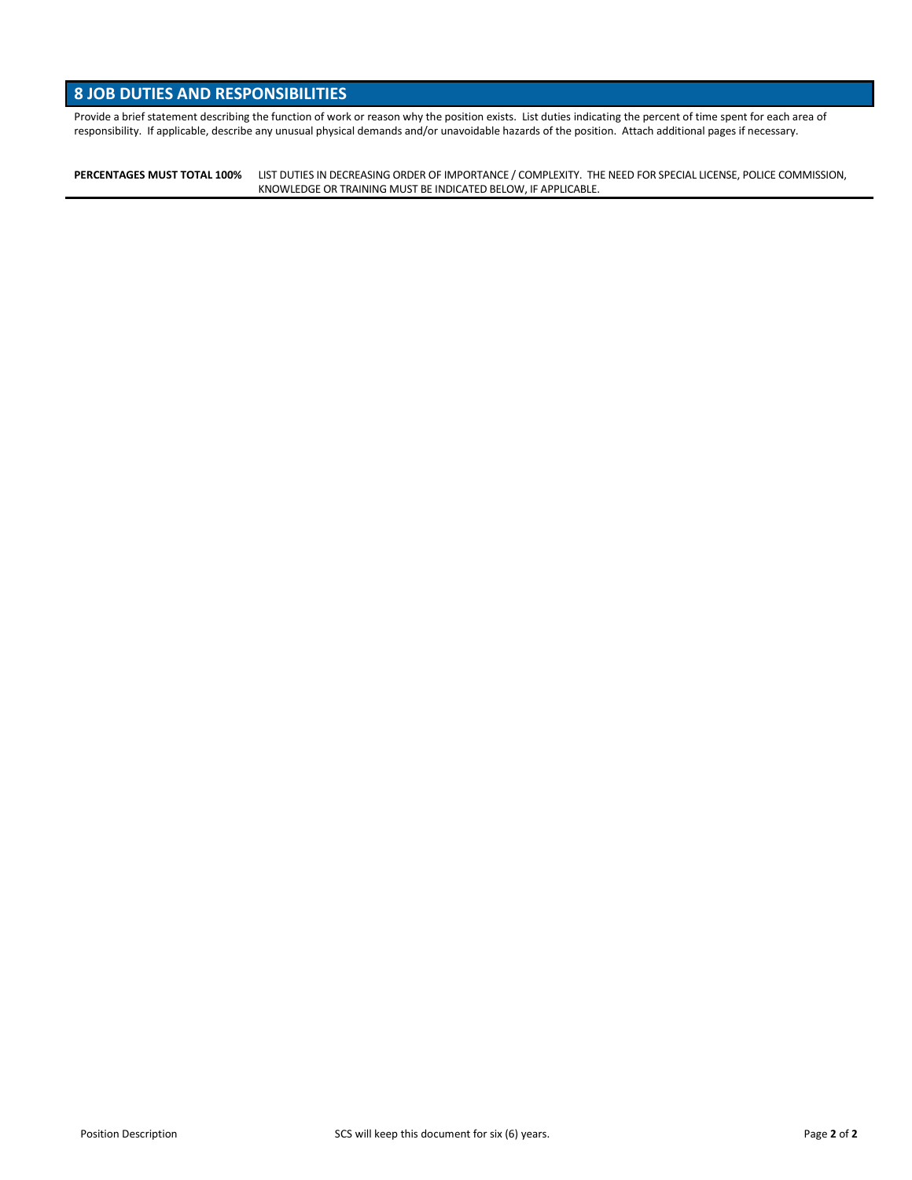## 8 JOB DUTIES AND RESPONSIBILITIES

Provide a brief statement describing the function of work or reason why the position exists. List duties indicating the percent of time spent for each area of responsibility. If applicable, describe any unusual physical demands and/or unavoidable hazards of the position. Attach additional pages if necessary.

**PERCENTAGES MUST TOTAL 100%** LIST DUTIES IN DECREASING ORDER OF IMPORTANCE / COMPLEXITY. THE NEED FOR SPECIAL LICENSE, POLICE COMMISSION, KNOWLEDGE OR TRAINING MUST BE INDICATED BELOW, IF APPLICABLE.